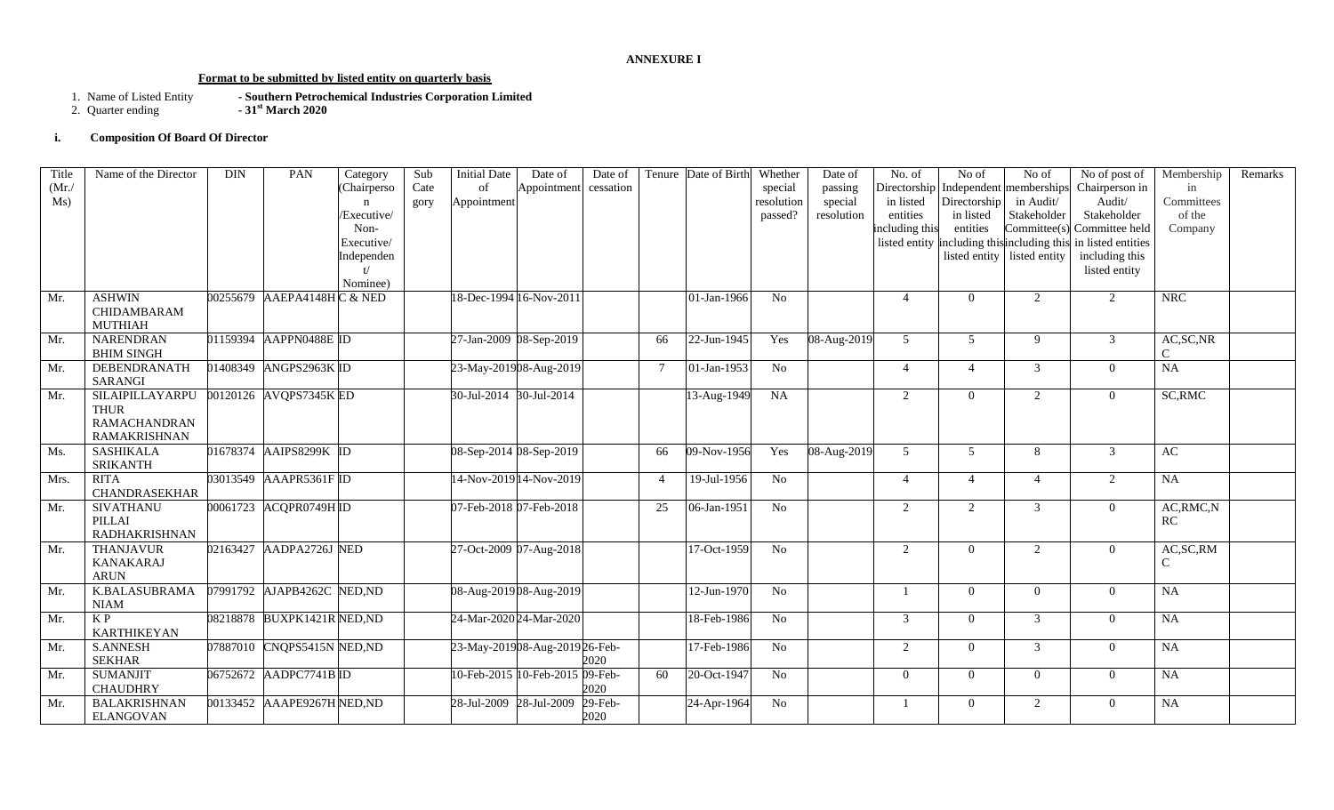**ANNEXURE I**

**Format to be submitted by listed entity on quarterly basis**

1. Name of Listed Entity **- Southern Petrochemical Industries Corporation Limited**
2. Quarter ending **- 31st March 2020**

**i. Composition Of Board Of Director**

| Title (Mr./ Ms) | Name of the Director | DIN | PAN | Category (Chairperson /Executive/ Non-Executive/ Independent/ Nominee) | Sub Category | Initial Date of Appointment | Date of Appointment | Date of cessation | Tenure | Date of Birth | Whether special resolution passed? | Date of passing special resolution | No. of Directorship in listed entities including this listed entity | No of Independent Directorship in listed entities including this listed entity | No of memberships in Audit/ Stakeholder Committee(s) including this listed entity | No of post of Chairperson in Audit/ Stakeholder Committee held in listed entities including this listed entity | Membership in Committees of the Company | Remarks |
|---|---|---|---|---|---|---|---|---|---|---|---|---|---|---|---|---|---|---|
| Mr. | ASHWIN CHIDAMBARAM MUTHIAH | 00255679 | AAEPA4148H | C & NED | | 18-Dec-1994 | 16-Nov-2011 | | | 01-Jan-1966 | No | | 4 | 0 | 2 | 2 | NRC | |
| Mr. | NARENDRAN BHIM SINGH | 01159394 | AAPPN0488E | ID | | 27-Jan-2009 | 08-Sep-2019 | | 66 | 22-Jun-1945 | Yes | 08-Aug-2019 | 5 | 5 | 9 | 3 | AC,SC,NRC | |
| Mr. | DEBENDRANATH SARANGI | 01408349 | ANGPS2963K | ID | | 23-May-2019 | 08-Aug-2019 | | 7 | 01-Jan-1953 | No | | 4 | 4 | 3 | 0 | NA | |
| Mr. | SILAIPILLAYARPUTHUR RAMACHANDRAN RAMAKRISHNAN | 00120126 | AVQPS7345K | ED | | 30-Jul-2014 | 30-Jul-2014 | | | 13-Aug-1949 | NA | | 2 | 0 | 2 | 0 | SC,RMC | |
| Ms. | SASHIKALA SRIKANTH | 01678374 | AAIPS8299K | ID | | 08-Sep-2014 | 08-Sep-2019 | | 66 | 09-Nov-1956 | Yes | 08-Aug-2019 | 5 | 5 | 8 | 3 | AC | |
| Mrs. | RITA CHANDRASEKHAR | 03013549 | AAAPR5361F | ID | | 14-Nov-2019 | 14-Nov-2019 | | 4 | 19-Jul-1956 | No | | 4 | 4 | 4 | 2 | NA | |
| Mr. | SIVATHANU PILLAI RADHAKRISHNAN | 00061723 | ACQPR0749H | ID | | 07-Feb-2018 | 07-Feb-2018 | | 25 | 06-Jan-1951 | No | | 2 | 2 | 3 | 0 | AC,RMC,NRC | |
| Mr. | THANJAVUR KANAKARAJ ARUN | 02163427 | AADPA2726J | NED | | 27-Oct-2009 | 07-Aug-2018 | | | 17-Oct-1959 | No | | 2 | 0 | 2 | 0 | AC,SC,RMC | |
| Mr. | K.BALASUBRAMANIAM | 07991792 | AJAPB4262C | NED,ND | | 08-Aug-2019 | 08-Aug-2019 | | | 12-Jun-1970 | No | | 1 | 0 | 0 | 0 | NA | |
| Mr. | K P KARTHIKEYAN | 08218878 | BUXPK1421R | NED,ND | | 24-Mar-2020 | 24-Mar-2020 | | | 18-Feb-1986 | No | | 3 | 0 | 3 | 0 | NA | |
| Mr. | S.ANNESH SEKHAR | 07887010 | CNQPS5415N | NED,ND | | 23-May-2019 | 08-Aug-2019 | 26-Feb-2020 | | 17-Feb-1986 | No | | 2 | 0 | 3 | 0 | NA | |
| Mr. | SUMANJIT CHAUDHRY | 06752672 | AADPC7741B | ID | | 10-Feb-2015 | 10-Feb-2015 | 09-Feb-2020 | 60 | 20-Oct-1947 | No | | 0 | 0 | 0 | 0 | NA | |
| Mr. | BALAKRISHNAN ELANGOVAN | 00133452 | AAAPE9267H | NED,ND | | 28-Jul-2009 | 28-Jul-2009 | 29-Feb-2020 | | 24-Apr-1964 | No | | 1 | 0 | 2 | 0 | NA | |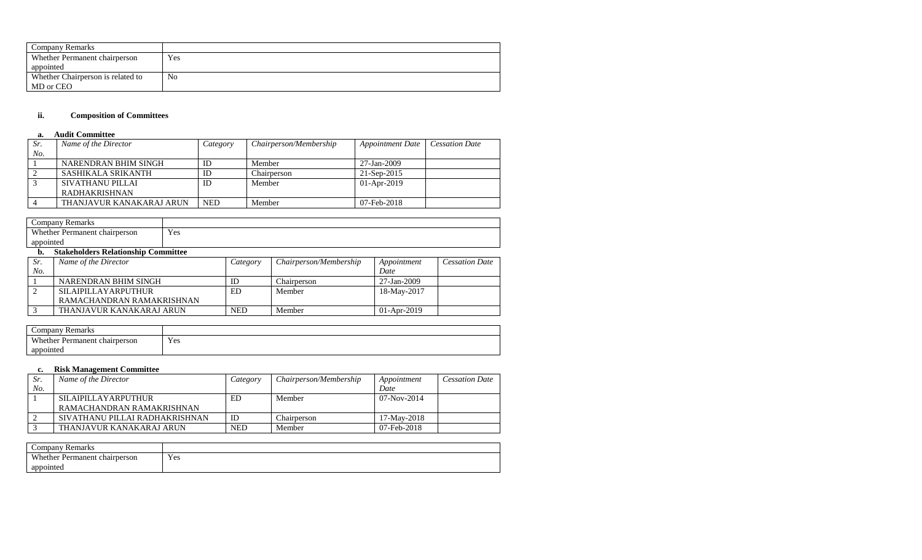| Company Remarks | |
| --- | --- |
| Whether Permanent chairperson appointed | Yes |
| Whether Chairperson is related to MD or CEO | No |

### ii. Composition of Committees

#### a. Audit Committee

| *Sr. No.* | *Name of the Director* | *Category* | *Chairperson/Membership* | *Appointment Date* | *Cessation Date* |
| --- | --- | --- | --- | --- | --- |
| 1 | NARENDRAN BHIM SINGH | ID | Member | 27-Jan-2009 | |
| 2 | SASHIKALA SRIKANTH | ID | Chairperson | 21-Sep-2015 | |
| 3 | SIVATHANU PILLAI RADHAKRISHNAN | ID | Member | 01-Apr-2019 | |
| 4 | THANJAVUR KANAKARAJ ARUN | NED | Member | 07-Feb-2018 | |

| Company Remarks | |
| --- | --- |
| Whether Permanent chairperson appointed | Yes |

#### b. Stakeholders Relationship Committee

| *Sr. No.* | *Name of the Director* | *Category* | *Chairperson/Membership* | *Appointment Date* | *Cessation Date* |
| --- | --- | --- | --- | --- | --- |
| 1 | NARENDRAN BHIM SINGH | ID | Chairperson | 27-Jan-2009 | |
| 2 | SILAIPILLAYARPUTHUR RAMACHANDRAN RAMAKRISHNAN | ED | Member | 18-May-2017 | |
| 3 | THANJAVUR KANAKARAJ ARUN | NED | Member | 01-Apr-2019 | |

| Company Remarks | |
| --- | --- |
| Whether Permanent chairperson appointed | Yes |

#### c. Risk Management Committee

| *Sr. No.* | *Name of the Director* | *Category* | *Chairperson/Membership* | *Appointment Date* | *Cessation Date* |
| --- | --- | --- | --- | --- | --- |
| 1 | SILAIPILLAYARPUTHUR RAMACHANDRAN RAMAKRISHNAN | ED | Member | 07-Nov-2014 | |
| 2 | SIVATHANU PILLAI RADHAKRISHNAN | ID | Chairperson | 17-May-2018 | |
| 3 | THANJAVUR KANAKARAJ ARUN | NED | Member | 07-Feb-2018 | |

| Company Remarks | |
| --- | --- |
| Whether Permanent chairperson appointed | Yes |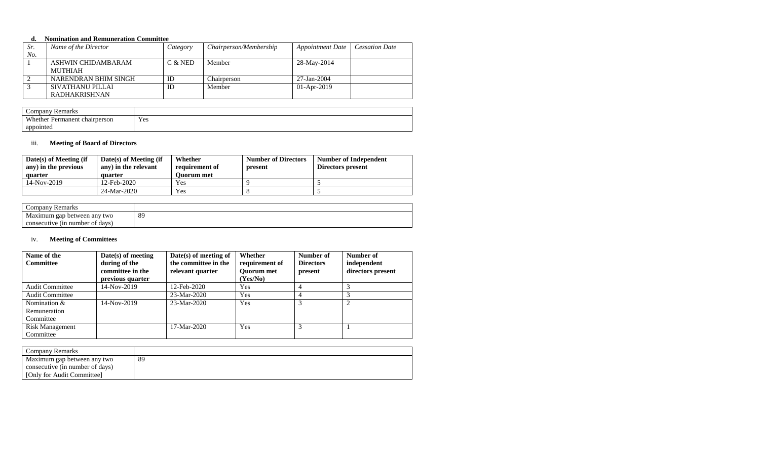**d. Nomination and Remuneration Committee**

| *Sr. No.* | *Name of the Director* | *Category* | *Chairperson/Membership* | *Appointment Date* | *Cessation Date* |
|---|---|---|---|---|---|
| 1 | ASHWIN CHIDAMBARAM MUTHIAH | C & NED | Member | 28-May-2014 | |
| 2 | NARENDRAN BHIM SINGH | ID | Chairperson | 27-Jan-2004 | |
| 3 | SIVATHANU PILLAI RADHAKRISHNAN | ID | Member | 01-Apr-2019 | |

| Company Remarks | |
|---|---|
| Whether Permanent chairperson appointed | Yes |

iii. **Meeting of Board of Directors**

| **Date(s) of Meeting (if any) in the previous quarter** | **Date(s) of Meeting (if any) in the relevant quarter** | **Whether requirement of Quorum met** | **Number of Directors present** | **Number of Independent Directors present** |
|---|---|---|---|---|
| 14-Nov-2019 | 12-Feb-2020 | Yes | 9 | 5 |
| | 24-Mar-2020 | Yes | 8 | 5 |

| Company Remarks | |
|---|---|
| Maximum gap between any two consecutive (in number of days) | 89 |

iv. **Meeting of Committees**

| **Name of the Committee** | **Date(s) of meeting during of the committee in the previous quarter** | **Date(s) of meeting of the committee in the relevant quarter** | **Whether requirement of Quorum met (Yes/No)** | **Number of Directors present** | **Number of independent directors present** |
|---|---|---|---|---|---|
| Audit Committee | 14-Nov-2019 | 12-Feb-2020 | Yes | 4 | 3 |
| Audit Committee | | 23-Mar-2020 | Yes | 4 | 3 |
| Nomination & Remuneration Committee | 14-Nov-2019 | 23-Mar-2020 | Yes | 3 | 2 |
| Risk Management Committee | | 17-Mar-2020 | Yes | 3 | 1 |

| Company Remarks | |
|---|---|
| Maximum gap between any two consecutive (in number of days) [Only for Audit Committee] | 89 |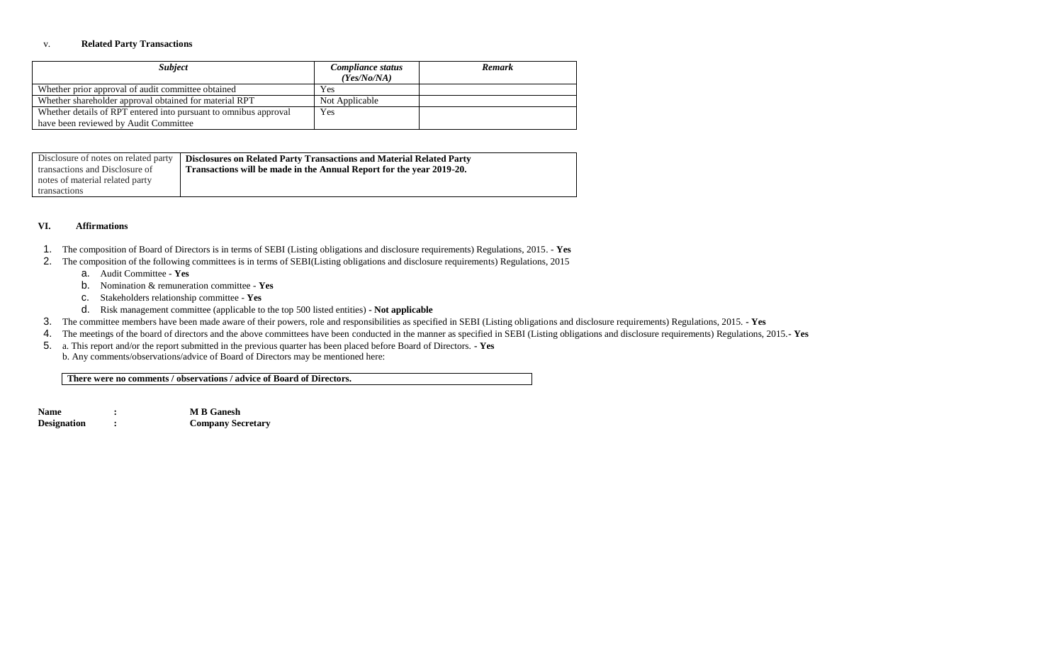### v. Related Party Transactions

| ***Subject*** | ***Compliance status (Yes/No/NA)*** | ***Remark*** |
|---|---|---|
| Whether prior approval of audit committee obtained | Yes | |
| Whether shareholder approval obtained for material RPT | Not Applicable | |
| Whether details of RPT entered into pursuant to omnibus approval have been reviewed by Audit Committee | Yes | |

| Disclosure of notes on related party transactions and Disclosure of notes of material related party transactions | **Disclosures on Related Party Transactions and Material Related Party Transactions will be made in the Annual Report for the year 2019-20.** |
|---|---|

### VI. Affirmations

1. The composition of Board of Directors is in terms of SEBI (Listing obligations and disclosure requirements) Regulations, 2015. - **Yes**
2. The composition of the following committees is in terms of SEBI(Listing obligations and disclosure requirements) Regulations, 2015
   a. Audit Committee - **Yes**
   b. Nomination & remuneration committee - **Yes**
   c. Stakeholders relationship committee - **Yes**
   d. Risk management committee (applicable to the top 500 listed entities) **- Not applicable**
3. The committee members have been made aware of their powers, role and responsibilities as specified in SEBI (Listing obligations and disclosure requirements) Regulations, 2015. **- Yes**
4. The meetings of the board of directors and the above committees have been conducted in the manner as specified in SEBI (Listing obligations and disclosure requirements) Regulations, 2015.- **Yes**
5. a. This report and/or the report submitted in the previous quarter has been placed before Board of Directors. - **Yes**
   b. Any comments/observations/advice of Board of Directors may be mentioned here:

| **There were no comments / observations / advice of Board of Directors.** |
|---|

**Name** : **M B Ganesh**
**Designation** : **Company Secretary**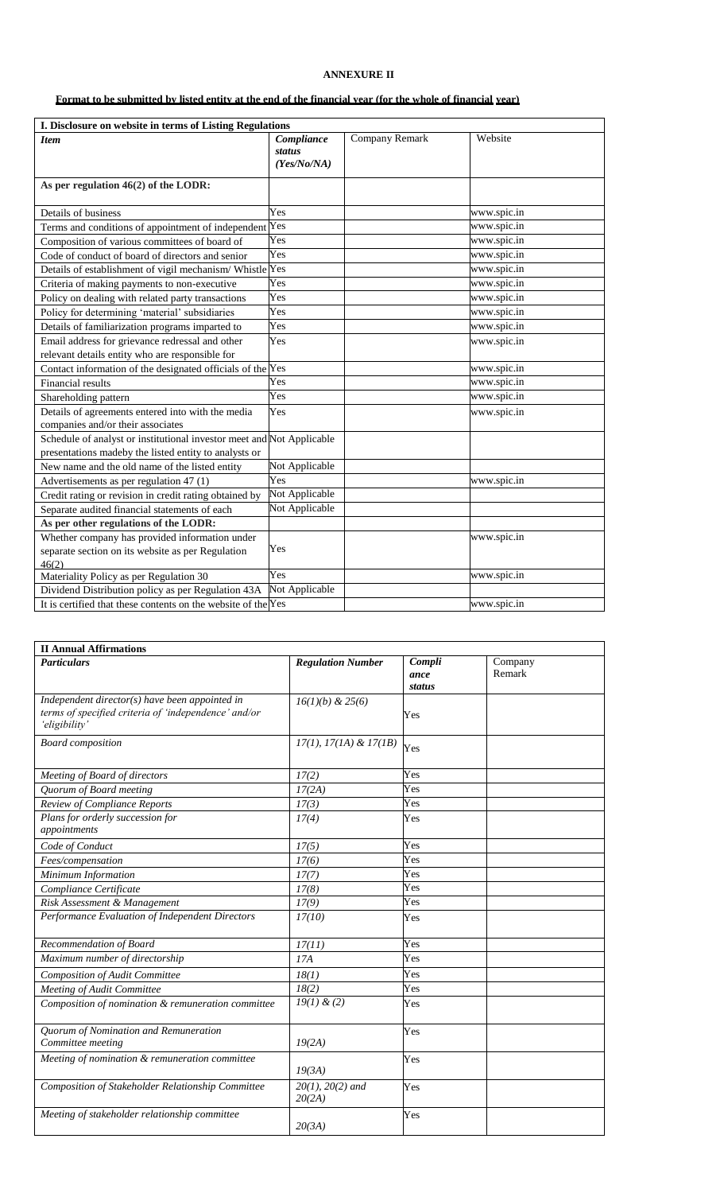**ANNEXURE II**

**Format to be submitted by listed entity at the end of the financial year (for the whole of financial year)**

| I. Disclosure on website in terms of Listing Regulations | | | |
|---|---|---|---|
| ***Item*** | ***Compliance status (Yes/No/NA)*** | Company Remark | Website |
| **As per regulation 46(2) of the LODR:** | | | |
| Details of business | Yes | | www.spic.in |
| Terms and conditions of appointment of independent | Yes | | www.spic.in |
| Composition of various committees of board of | Yes | | www.spic.in |
| Code of conduct of board of directors and senior | Yes | | www.spic.in |
| Details of establishment of vigil mechanism/ Whistle | Yes | | www.spic.in |
| Criteria of making payments to non-executive | Yes | | www.spic.in |
| Policy on dealing with related party transactions | Yes | | www.spic.in |
| Policy for determining 'material' subsidiaries | Yes | | www.spic.in |
| Details of familiarization programs imparted to | Yes | | www.spic.in |
| Email address for grievance redressal and other relevant details entity who are responsible for | Yes | | www.spic.in |
| Contact information of the designated officials of the | Yes | | www.spic.in |
| Financial results | Yes | | www.spic.in |
| Shareholding pattern | Yes | | www.spic.in |
| Details of agreements entered into with the media companies and/or their associates | Yes | | www.spic.in |
| Schedule of analyst or institutional investor meet and presentations madeby the listed entity to analysts or | Not Applicable | | |
| New name and the old name of the listed entity | Not Applicable | | |
| Advertisements as per regulation 47 (1) | Yes | | www.spic.in |
| Credit rating or revision in credit rating obtained by | Not Applicable | | |
| Separate audited financial statements of each | Not Applicable | | |
| **As per other regulations of the LODR:** | | | |
| Whether company has provided information under separate section on its website as per Regulation 46(2) | Yes | | www.spic.in |
| Materiality Policy as per Regulation 30 | Yes | | www.spic.in |
| Dividend Distribution policy as per Regulation 43A | Not Applicable | | |
| It is certified that these contents on the website of the | Yes | | www.spic.in |

| II Annual Affirmations | | | |
|---|---|---|---|
| ***Particulars*** | ***Regulation Number*** | ***Compliance status*** | Company Remark |
| *Independent director(s) have been appointed in terms of specified criteria of 'independence' and/or 'eligibility'* | *16(1)(b) & 25(6)* | Yes | |
| *Board composition* | *17(1), 17(1A) & 17(1B)* | Yes | |
| *Meeting of Board of directors* | *17(2)* | Yes | |
| *Quorum of Board meeting* | *17(2A)* | Yes | |
| *Review of Compliance Reports* | *17(3)* | Yes | |
| *Plans for orderly succession for appointments* | *17(4)* | Yes | |
| *Code of Conduct* | *17(5)* | Yes | |
| *Fees/compensation* | *17(6)* | Yes | |
| *Minimum Information* | *17(7)* | Yes | |
| *Compliance Certificate* | *17(8)* | Yes | |
| *Risk Assessment & Management* | *17(9)* | Yes | |
| *Performance Evaluation of Independent Directors* | *17(10)* | Yes | |
| *Recommendation of Board* | *17(11)* | Yes | |
| *Maximum number of directorship* | *17A* | Yes | |
| *Composition of Audit Committee* | *18(1)* | Yes | |
| *Meeting of Audit Committee* | *18(2)* | Yes | |
| *Composition of nomination & remuneration committee* | *19(1) & (2)* | Yes | |
| *Quorum of Nomination and Remuneration Committee meeting* | *19(2A)* | Yes | |
| *Meeting of nomination & remuneration committee* | *19(3A)* | Yes | |
| *Composition of Stakeholder Relationship Committee* | *20(1), 20(2) and 20(2A)* | Yes | |
| *Meeting of stakeholder relationship committee* | *20(3A)* | Yes | |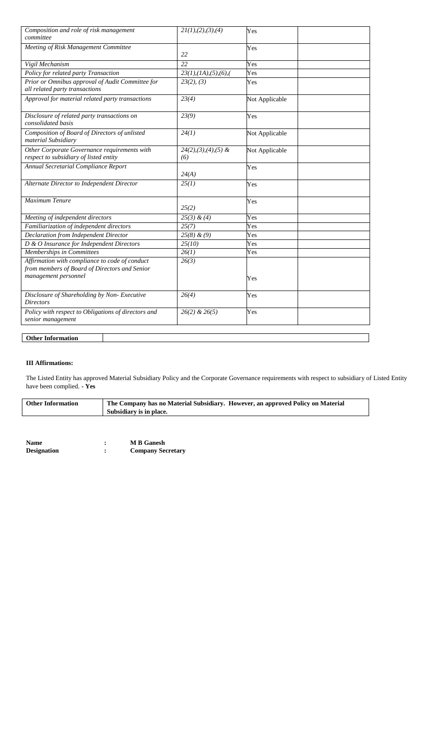| | | | |
|---|---|---|---|
| *Composition and role of risk management committee* | *21(1),(2),(3),(4)* | Yes | |
| *Meeting of Risk Management Committee* | *22* | Yes | |
| *Vigil Mechanism* | *22* | Yes | |
| *Policy for related party Transaction* | *23(1),(1A),(5),(6),(* | Yes | |
| *Prior or Omnibus approval of Audit Committee for all related party transactions* | *23(2), (3)* | Yes | |
| *Approval for material related party transactions* | *23(4)* | Not Applicable | |
| *Disclosure of related party transactions on consolidated basis* | *23(9)* | Yes | |
| *Composition of Board of Directors of unlisted material Subsidiary* | *24(1)* | Not Applicable | |
| *Other Corporate Governance requirements with respect to subsidiary of listed entity* | *24(2),(3),(4),(5) & (6)* | Not Applicable | |
| *Annual Secretarial Compliance Report* | *24(A)* | Yes | |
| *Alternate Director to Independent Director* | *25(1)* | Yes | |
| *Maximum Tenure* | *25(2)* | Yes | |
| *Meeting of independent directors* | *25(3) & (4)* | Yes | |
| *Familiarization of independent directors* | *25(7)* | Yes | |
| *Declaration from Independent Director* | *25(8) & (9)* | Yes | |
| *D & O Insurance for Independent Directors* | *25(10)* | Yes | |
| *Memberships in Committees* | *26(1)* | Yes | |
| *Affirmation with compliance to code of conduct from members of Board of Directors and Senior management personnel* | *26(3)* | Yes | |
| *Disclosure of Shareholding by Non- Executive Directors* | *26(4)* | Yes | |
| *Policy with respect to Obligations of directors and senior management* | *26(2) & 26(5)* | Yes | |

| **Other Information** | |
|---|---|

**III Affirmations:**

The Listed Entity has approved Material Subsidiary Policy and the Corporate Governance requirements with respect to subsidiary of Listed Entity have been complied. - **Yes**

| **Other Information** | **The Company has no Material Subsidiary. However, an approved Policy on Material Subsidiary is in place.** |
|---|---|

**Name** : **M B Ganesh**
**Designation** : **Company Secretary**